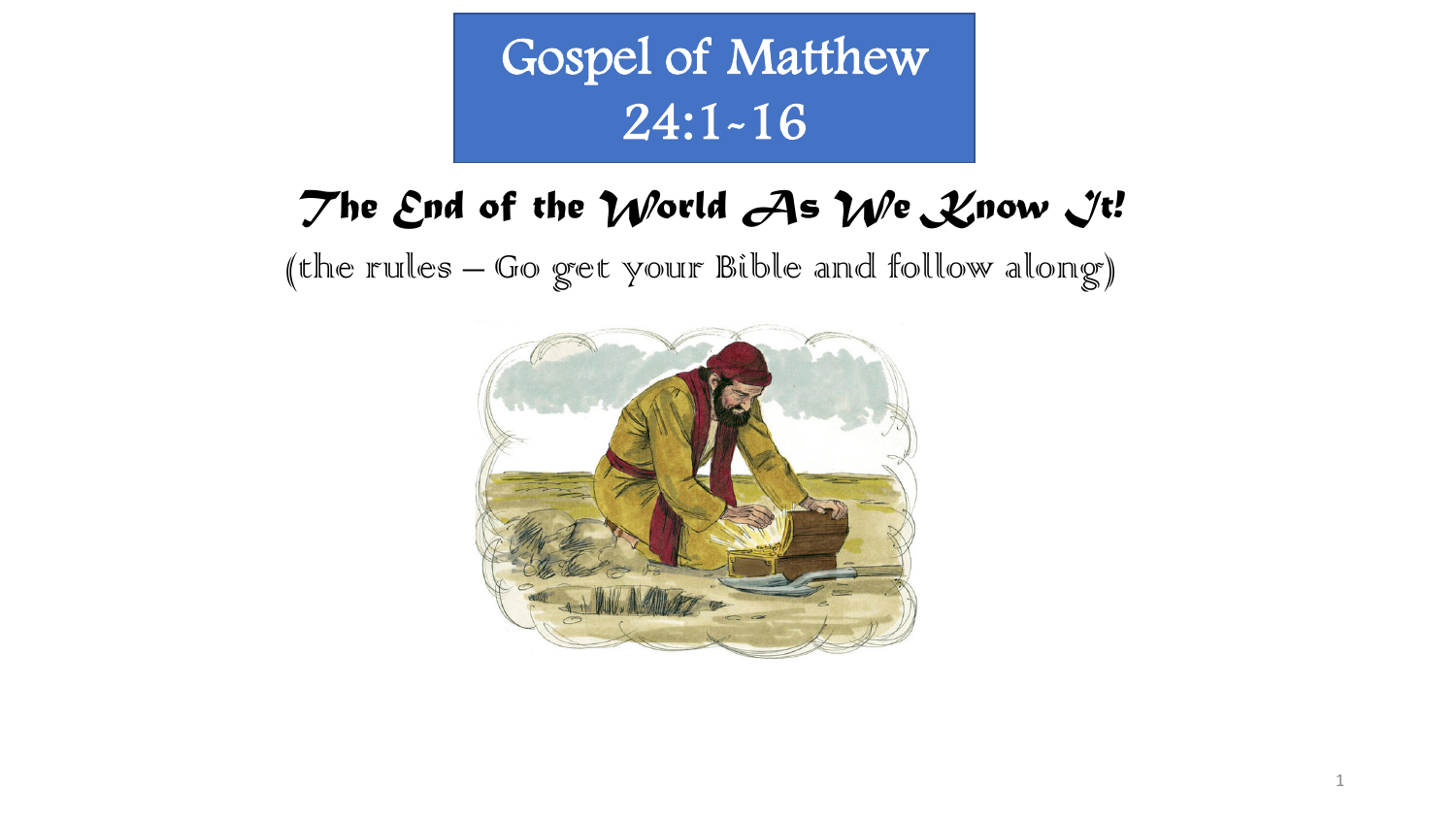# Gospel of Matthew 24:1-16

## *The End of the World As We Know It!*

(the rules – Go get your Bible and follow along)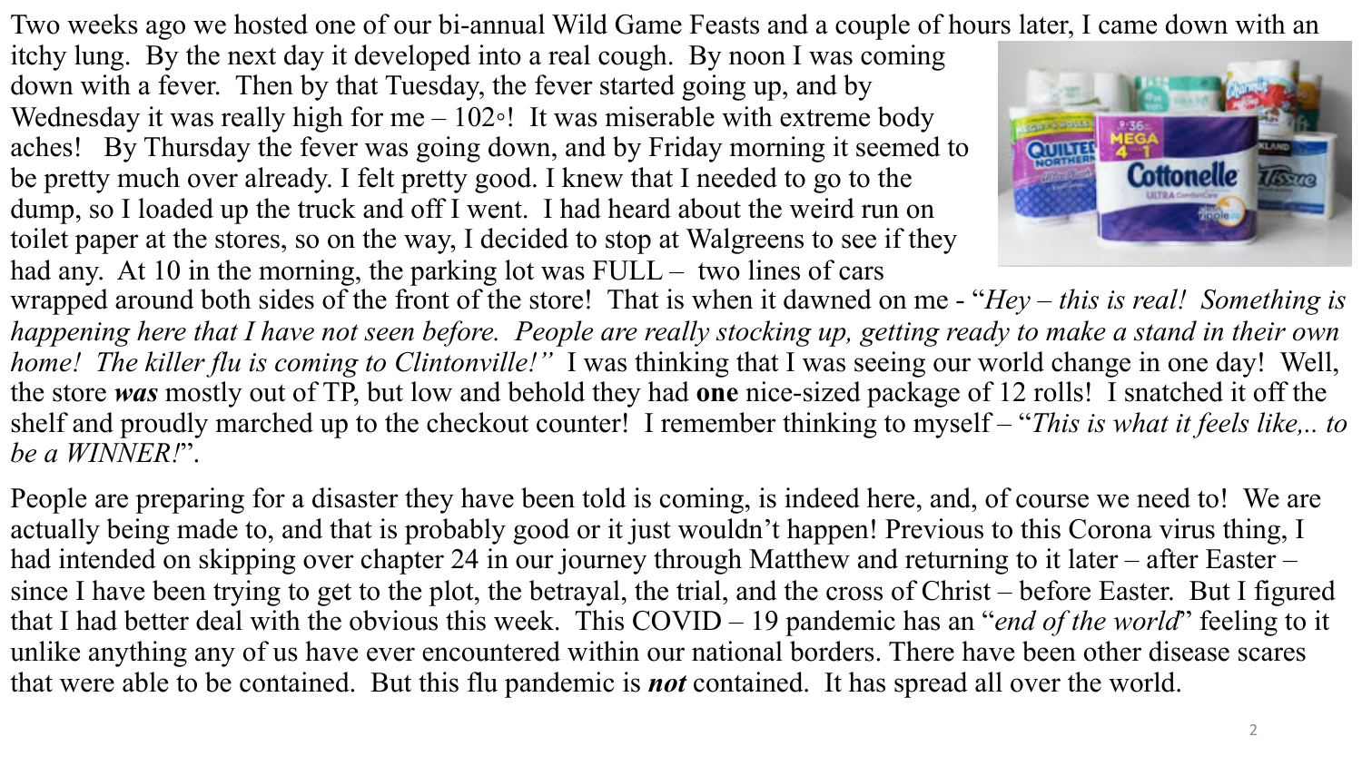Two weeks ago we hosted one of our bi-annual Wild Game Feasts and a couple of hours later, I came down with an itchy lung. By the next day it developed into a real cough. By noon I was coming down with a fever. Then by that Tuesday, the fever started going up, and by Wednesday it was really high for me – 102◦! It was miserable with extreme body aches! By Thursday the fever was going down, and by Friday morning it seemed to be pretty much over already. I felt pretty good. I knew that I needed to go to the dump, so I loaded up the truck and off I went. I had heard about the weird run on toilet paper at the stores, so on the way, I decided to stop at Walgreens to see if they had any. At 10 in the morning, the parking lot was FULL – two lines of cars wrapped around both sides of the front of the store! That is when it dawned on me - "*Hey – this is real! Something is happening here that I have not seen before. People are really stocking up, getting ready to make a stand in their own home! The killer flu is coming to Clintonville!"* I was thinking that I was seeing our world change in one day! Well, the store ***was*** mostly out of TP, but low and behold they had **one** nice-sized package of 12 rolls! I snatched it off the shelf and proudly marched up to the checkout counter! I remember thinking to myself – "*This is what it feels like,.. to be a WINNER!*".

People are preparing for a disaster they have been told is coming, is indeed here, and, of course we need to! We are actually being made to, and that is probably good or it just wouldn't happen! Previous to this Corona virus thing, I had intended on skipping over chapter 24 in our journey through Matthew and returning to it later – after Easter – since I have been trying to get to the plot, the betrayal, the trial, and the cross of Christ – before Easter. But I figured that I had better deal with the obvious this week. This COVID – 19 pandemic has an "*end of the world*" feeling to it unlike anything any of us have ever encountered within our national borders. There have been other disease scares that were able to be contained. But this flu pandemic is ***not*** contained. It has spread all over the world.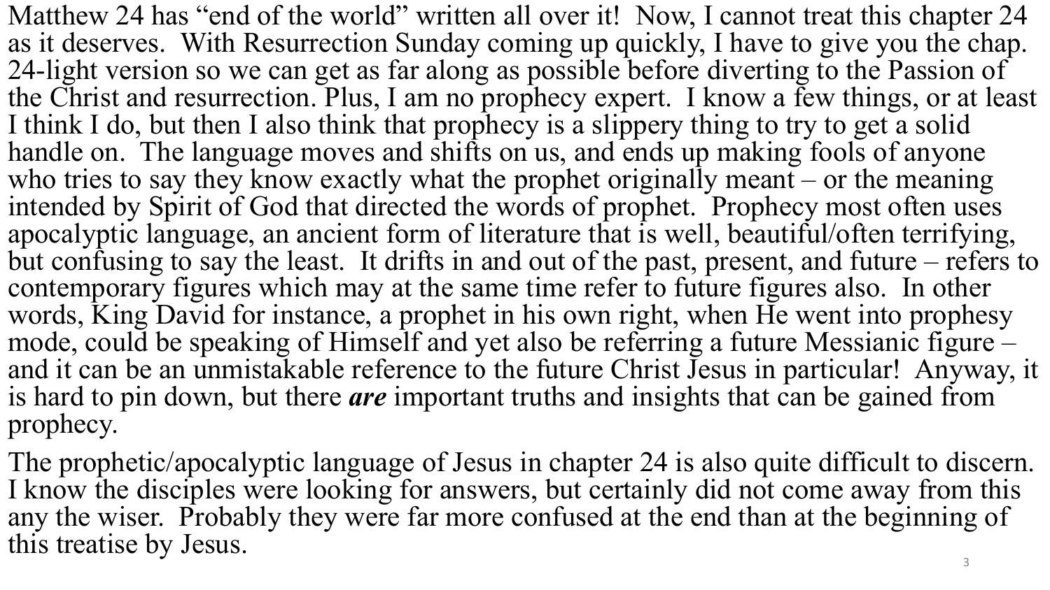Matthew 24 has "end of the world" written all over it! Now, I cannot treat this chapter 24 as it deserves. With Resurrection Sunday coming up quickly, I have to give you the chap. 24-light version so we can get as far along as possible before diverting to the Passion of the Christ and resurrection. Plus, I am no prophecy expert. I know a few things, or at least I think I do, but then I also think that prophecy is a slippery thing to try to get a solid handle on. The language moves and shifts on us, and ends up making fools of anyone who tries to say they know exactly what the prophet originally meant – or the meaning intended by Spirit of God that directed the words of prophet. Prophecy most often uses apocalyptic language, an ancient form of literature that is well, beautiful/often terrifying, but confusing to say the least. It drifts in and out of the past, present, and future – refers to contemporary figures which may at the same time refer to future figures also. In other words, King David for instance, a prophet in his own right, when He went into prophesy mode, could be speaking of Himself and yet also be referring a future Messianic figure – and it can be an unmistakable reference to the future Christ Jesus in particular! Anyway, it is hard to pin down, but there ***are*** important truths and insights that can be gained from prophecy.

The prophetic/apocalyptic language of Jesus in chapter 24 is also quite difficult to discern. I know the disciples were looking for answers, but certainly did not come away from this any the wiser. Probably they were far more confused at the end than at the beginning of this treatise by Jesus.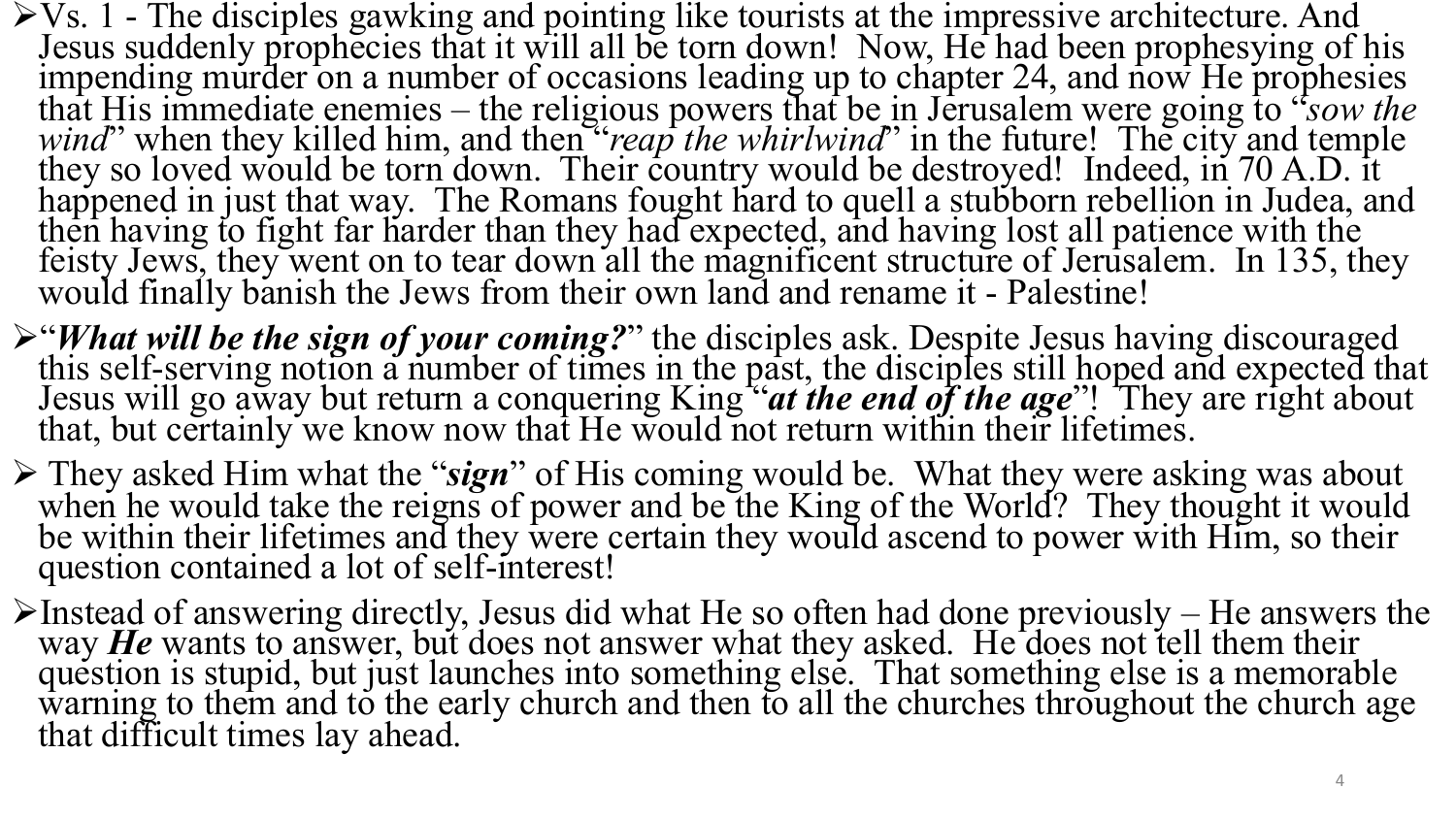- Vs. 1 - The disciples gawking and pointing like tourists at the impressive architecture. And Jesus suddenly prophecies that it will all be torn down! Now, He had been prophesying of his impending murder on a number of occasions leading up to chapter 24, and now He prophesies that His immediate enemies – the religious powers that be in Jerusalem were going to "*sow the wind*" when they killed him, and then "*reap the whirlwind*" in the future! The city and temple they so loved would be torn down. Their country would be destroyed! Indeed, in 70 A.D. it happened in just that way. The Romans fought hard to quell a stubborn rebellion in Judea, and then having to fight far harder than they had expected, and having lost all patience with the feisty Jews, they went on to tear down all the magnificent structure of Jerusalem. In 135, they would finally banish the Jews from their own land and rename it - Palestine!
- "***What will be the sign of your coming?***" the disciples ask. Despite Jesus having discouraged this self-serving notion a number of times in the past, the disciples still hoped and expected that Jesus will go away but return a conquering King "***at the end of the age***"! They are right about that, but certainly we know now that He would not return within their lifetimes.
- They asked Him what the "***sign***" of His coming would be. What they were asking was about when he would take the reigns of power and be the King of the World? They thought it would be within their lifetimes and they were certain they would ascend to power with Him, so their question contained a lot of self-interest!
- Instead of answering directly, Jesus did what He so often had done previously – He answers the way ***He*** wants to answer, but does not answer what they asked. He does not tell them their question is stupid, but just launches into something else. That something else is a memorable warning to them and to the early church and then to all the churches throughout the church age that difficult times lay ahead.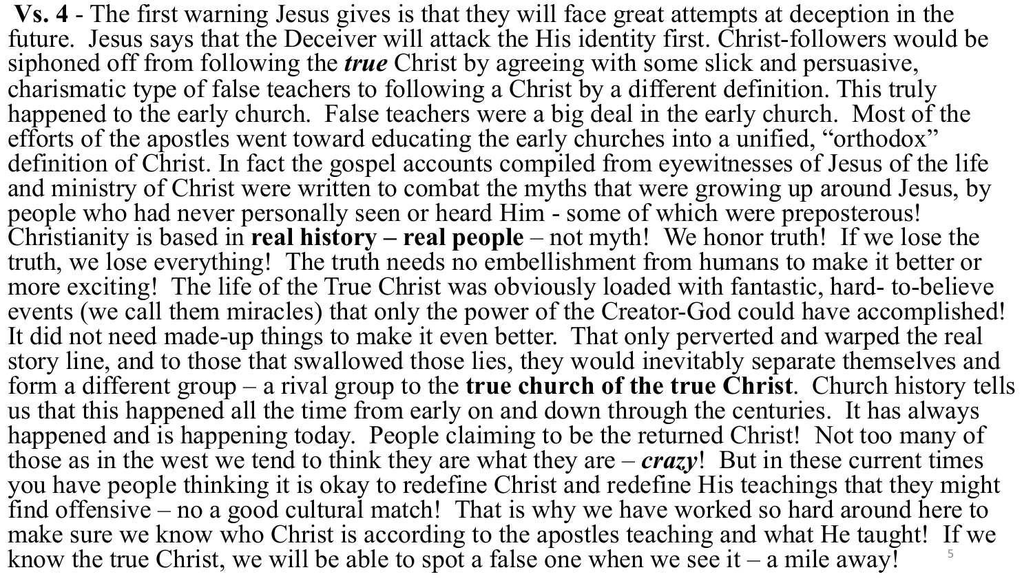**Vs. 4** - The first warning Jesus gives is that they will face great attempts at deception in the future. Jesus says that the Deceiver will attack the His identity first. Christ-followers would be siphoned off from following the ***true*** Christ by agreeing with some slick and persuasive, charismatic type of false teachers to following a Christ by a different definition. This truly happened to the early church. False teachers were a big deal in the early church. Most of the efforts of the apostles went toward educating the early churches into a unified, "orthodox" definition of Christ. In fact the gospel accounts compiled from eyewitnesses of Jesus of the life and ministry of Christ were written to combat the myths that were growing up around Jesus, by people who had never personally seen or heard Him - some of which were preposterous! Christianity is based in **real history – real people** – not myth! We honor truth! If we lose the truth, we lose everything! The truth needs no embellishment from humans to make it better or more exciting! The life of the True Christ was obviously loaded with fantastic, hard- to-believe events (we call them miracles) that only the power of the Creator-God could have accomplished! It did not need made-up things to make it even better. That only perverted and warped the real story line, and to those that swallowed those lies, they would inevitably separate themselves and form a different group – a rival group to the **true church of the true Christ**. Church history tells us that this happened all the time from early on and down through the centuries. It has always happened and is happening today. People claiming to be the returned Christ! Not too many of those as in the west we tend to think they are what they are – ***crazy***! But in these current times you have people thinking it is okay to redefine Christ and redefine His teachings that they might find offensive – no a good cultural match! That is why we have worked so hard around here to make sure we know who Christ is according to the apostles teaching and what He taught! If we know the true Christ, we will be able to spot a false one when we see it – a mile away!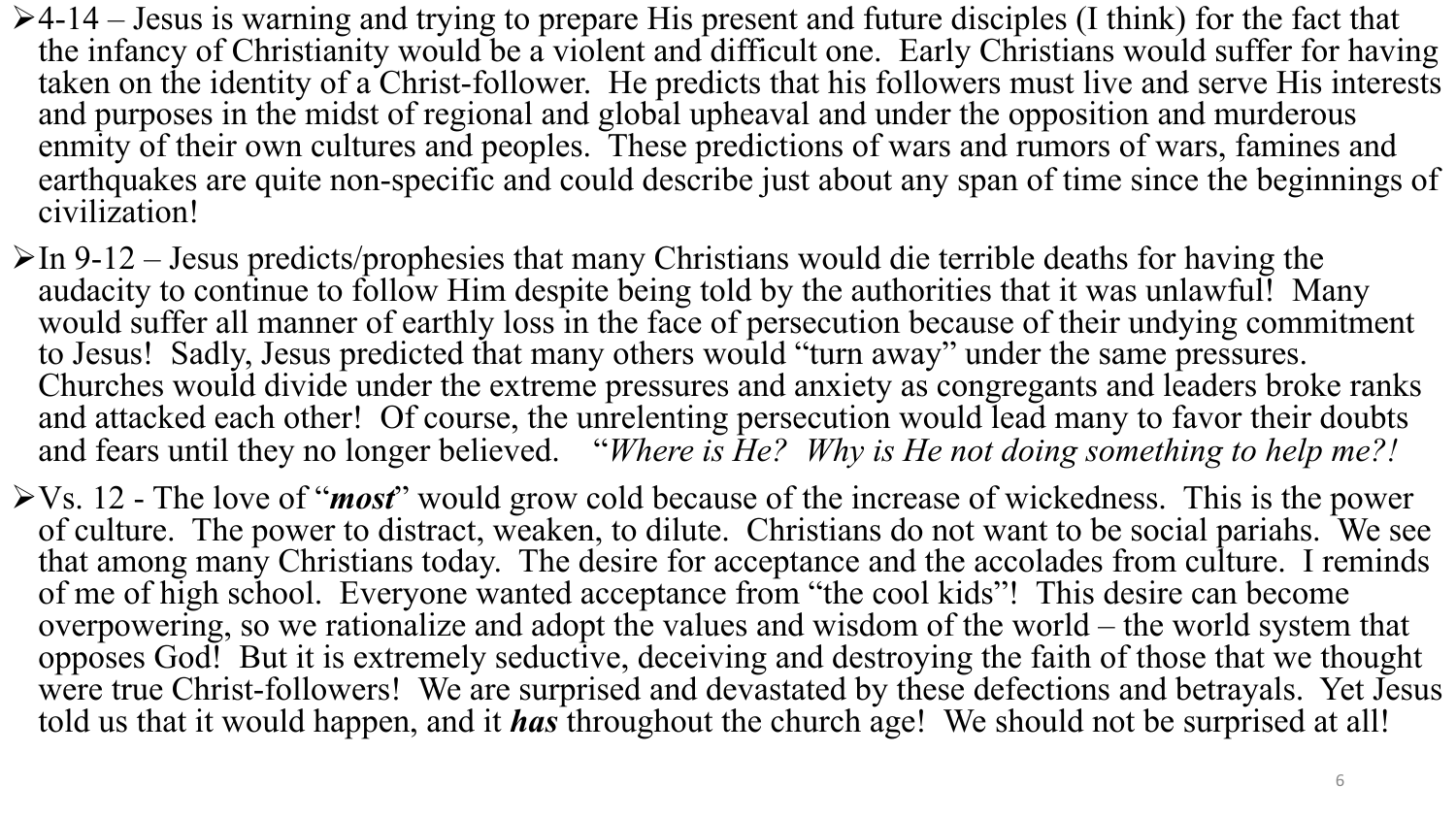- 4-14 – Jesus is warning and trying to prepare His present and future disciples (I think) for the fact that the infancy of Christianity would be a violent and difficult one. Early Christians would suffer for having taken on the identity of a Christ-follower. He predicts that his followers must live and serve His interests and purposes in the midst of regional and global upheaval and under the opposition and murderous enmity of their own cultures and peoples. These predictions of wars and rumors of wars, famines and earthquakes are quite non-specific and could describe just about any span of time since the beginnings of civilization!
- In 9-12 – Jesus predicts/prophesies that many Christians would die terrible deaths for having the audacity to continue to follow Him despite being told by the authorities that it was unlawful! Many would suffer all manner of earthly loss in the face of persecution because of their undying commitment to Jesus! Sadly, Jesus predicted that many others would "turn away" under the same pressures. Churches would divide under the extreme pressures and anxiety as congregants and leaders broke ranks and attacked each other! Of course, the unrelenting persecution would lead many to favor their doubts and fears until they no longer believed. "*Where is He? Why is He not doing something to help me?!*
- Vs. 12 - The love of "***most***" would grow cold because of the increase of wickedness. This is the power of culture. The power to distract, weaken, to dilute. Christians do not want to be social pariahs. We see that among many Christians today. The desire for acceptance and the accolades from culture. I reminds of me of high school. Everyone wanted acceptance from "the cool kids"! This desire can become overpowering, so we rationalize and adopt the values and wisdom of the world – the world system that opposes God! But it is extremely seductive, deceiving and destroying the faith of those that we thought were true Christ-followers! We are surprised and devastated by these defections and betrayals. Yet Jesus told us that it would happen, and it ***has*** throughout the church age! We should not be surprised at all!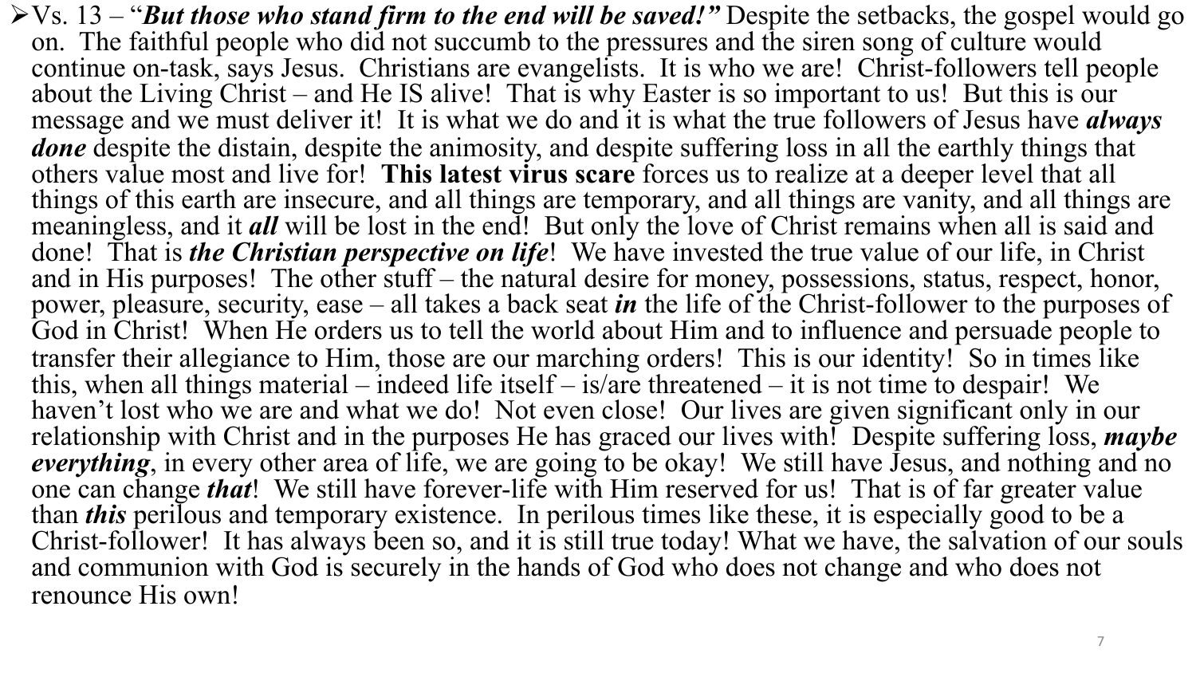- Vs. 13 – "***But those who stand firm to the end will be saved!"*** Despite the setbacks, the gospel would go on. The faithful people who did not succumb to the pressures and the siren song of culture would continue on-task, says Jesus. Christians are evangelists. It is who we are! Christ-followers tell people about the Living Christ – and He IS alive! That is why Easter is so important to us! But this is our message and we must deliver it! It is what we do and it is what the true followers of Jesus have ***always done*** despite the distain, despite the animosity, and despite suffering loss in all the earthly things that others value most and live for! **This latest virus scare** forces us to realize at a deeper level that all things of this earth are insecure, and all things are temporary, and all things are vanity, and all things are meaningless, and it ***all*** will be lost in the end! But only the love of Christ remains when all is said and done! That is ***the Christian perspective on life***! We have invested the true value of our life, in Christ and in His purposes! The other stuff – the natural desire for money, possessions, status, respect, honor, power, pleasure, security, ease – all takes a back seat ***in*** the life of the Christ-follower to the purposes of God in Christ! When He orders us to tell the world about Him and to influence and persuade people to transfer their allegiance to Him, those are our marching orders! This is our identity! So in times like this, when all things material – indeed life itself – is/are threatened – it is not time to despair! We haven't lost who we are and what we do! Not even close! Our lives are given significant only in our relationship with Christ and in the purposes He has graced our lives with! Despite suffering loss, ***maybe everything***, in every other area of life, we are going to be okay! We still have Jesus, and nothing and no one can change ***that***! We still have forever-life with Him reserved for us! That is of far greater value than ***this*** perilous and temporary existence. In perilous times like these, it is especially good to be a Christ-follower! It has always been so, and it is still true today! What we have, the salvation of our souls and communion with God is securely in the hands of God who does not change and who does not renounce His own!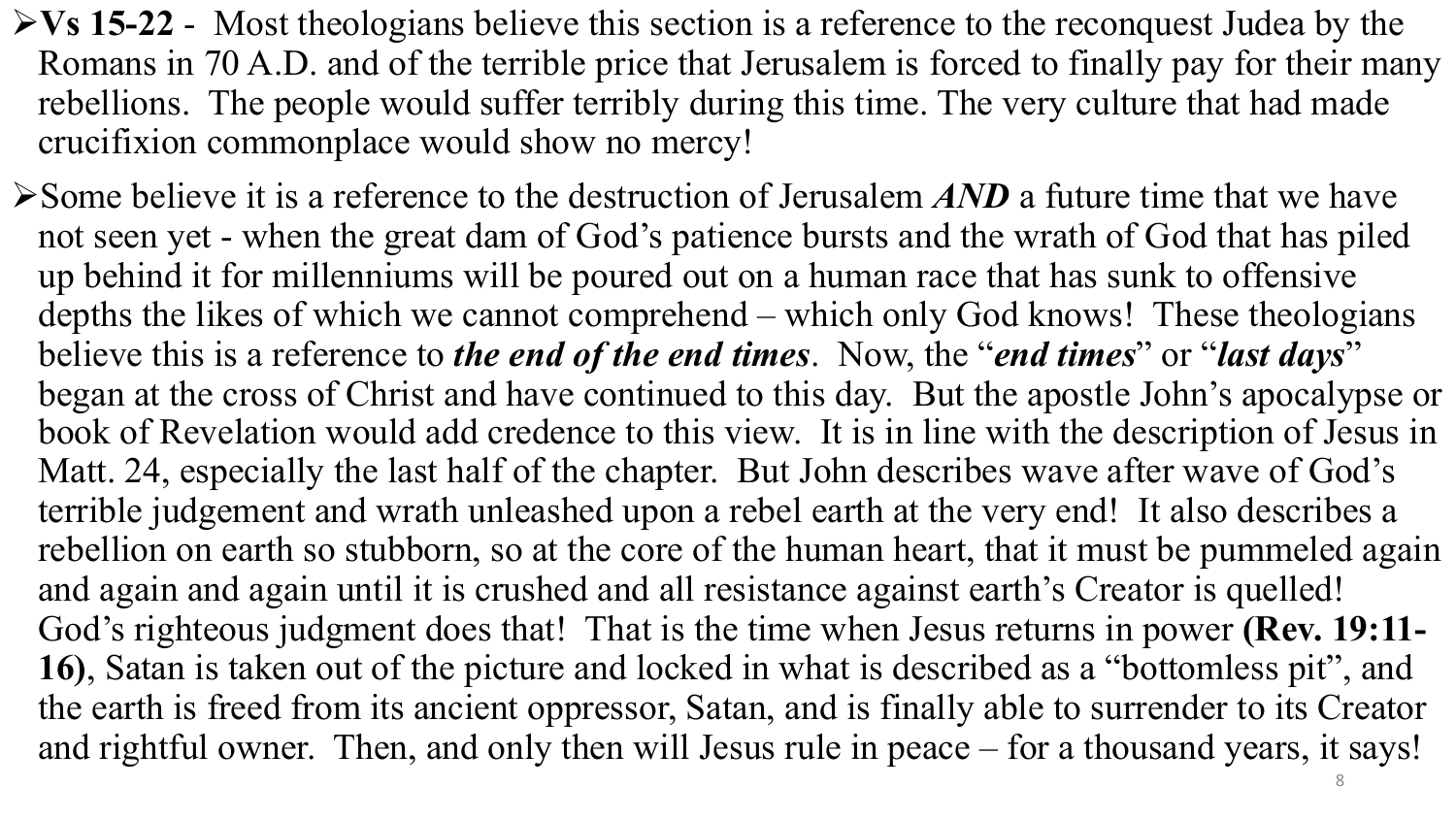- **Vs 15-22** - Most theologians believe this section is a reference to the reconquest Judea by the Romans in 70 A.D. and of the terrible price that Jerusalem is forced to finally pay for their many rebellions. The people would suffer terribly during this time. The very culture that had made crucifixion commonplace would show no mercy!
- Some believe it is a reference to the destruction of Jerusalem ***AND*** a future time that we have not seen yet - when the great dam of God's patience bursts and the wrath of God that has piled up behind it for millenniums will be poured out on a human race that has sunk to offensive depths the likes of which we cannot comprehend – which only God knows! These theologians believe this is a reference to ***the end of the end times***. Now, the "***end times***" or "***last days***" began at the cross of Christ and have continued to this day. But the apostle John's apocalypse or book of Revelation would add credence to this view. It is in line with the description of Jesus in Matt. 24, especially the last half of the chapter. But John describes wave after wave of God's terrible judgement and wrath unleashed upon a rebel earth at the very end! It also describes a rebellion on earth so stubborn, so at the core of the human heart, that it must be pummeled again and again and again until it is crushed and all resistance against earth's Creator is quelled! God's righteous judgment does that! That is the time when Jesus returns in power **(Rev. 19:11-16)**, Satan is taken out of the picture and locked in what is described as a "bottomless pit", and the earth is freed from its ancient oppressor, Satan, and is finally able to surrender to its Creator and rightful owner. Then, and only then will Jesus rule in peace – for a thousand years, it says!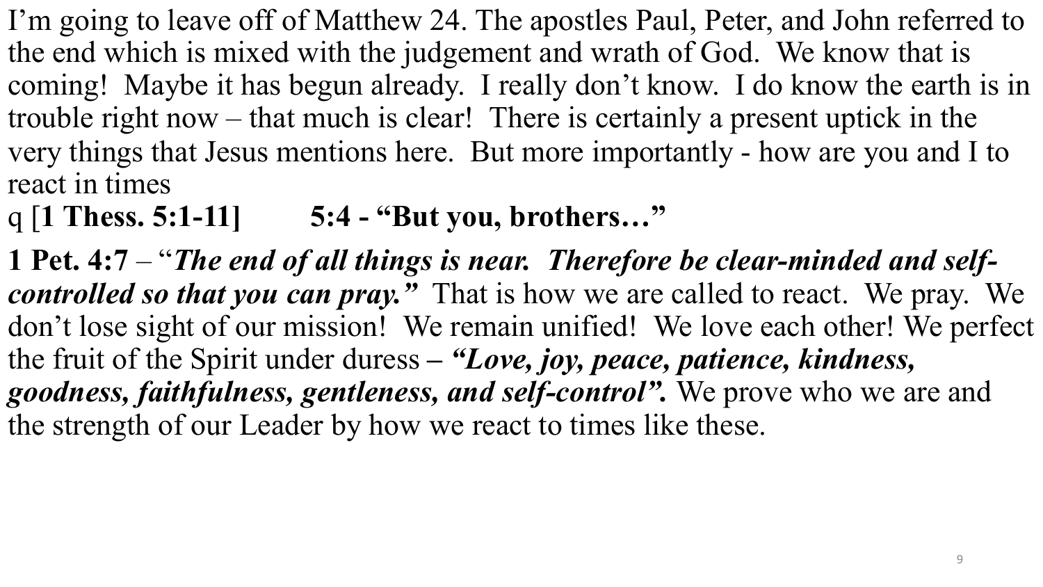I'm going to leave off of Matthew 24. The apostles Paul, Peter, and John referred to the end which is mixed with the judgement and wrath of God. We know that is coming! Maybe it has begun already. I really don't know. I do know the earth is in trouble right now – that much is clear! There is certainly a present uptick in the very things that Jesus mentions here. But more importantly - how are you and I to react in times

- [**1 Thess. 5:1-11**] **5:4 - "But you, brothers…"**

**1 Pet. 4:7** – "***The end of all things is near. Therefore be clear-minded and self-controlled so that you can pray."*** That is how we are called to react. We pray. We don't lose sight of our mission! We remain unified! We love each other! We perfect the fruit of the Spirit under duress **–** ***"Love, joy, peace, patience, kindness, goodness, faithfulness, gentleness, and self-control".*** We prove who we are and the strength of our Leader by how we react to times like these.